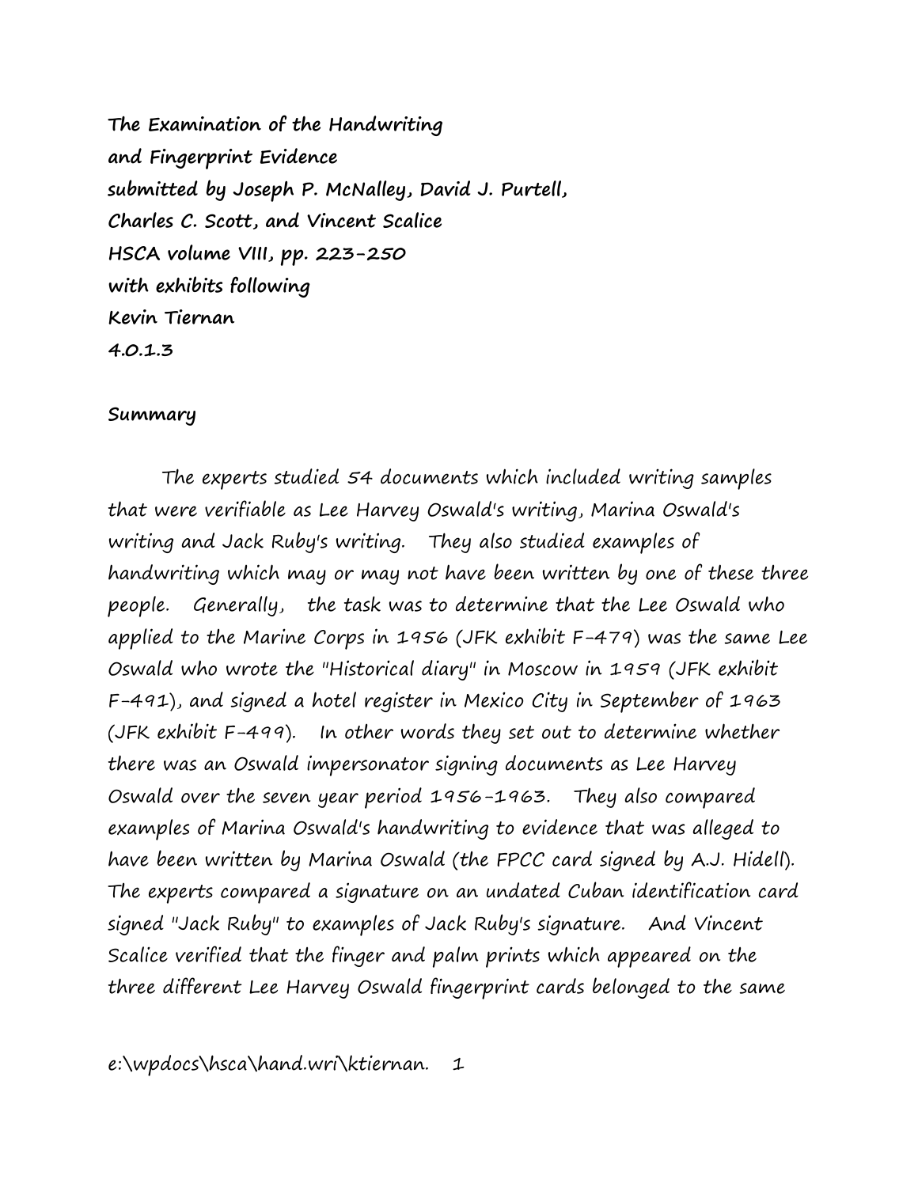**The Examination of the Handwriting**
**and Fingerprint Evidence**
**submitted by Joseph P. McNalley, David J. Purtell,**
**Charles C. Scott, and Vincent Scalice**
**HSCA volume VIII, pp. 223-250**
**with exhibits following**
**Kevin Tiernan**
**4.0.1.3**

**Summary**

The experts studied 54 documents which included writing samples that were verifiable as Lee Harvey Oswald's writing, Marina Oswald's writing and Jack Ruby's writing. They also studied examples of handwriting which may or may not have been written by one of these three people. Generally, the task was to determine that the Lee Oswald who applied to the Marine Corps in 1956 (JFK exhibit F-479) was the same Lee Oswald who wrote the "Historical diary" in Moscow in 1959 (JFK exhibit F-491), and signed a hotel register in Mexico City in September of 1963 (JFK exhibit F-499). In other words they set out to determine whether there was an Oswald impersonator signing documents as Lee Harvey Oswald over the seven year period 1956-1963. They also compared examples of Marina Oswald's handwriting to evidence that was alleged to have been written by Marina Oswald (the FPCC card signed by A.J. Hidell). The experts compared a signature on an undated Cuban identification card signed "Jack Ruby" to examples of Jack Ruby's signature. And Vincent Scalice verified that the finger and palm prints which appeared on the three different Lee Harvey Oswald fingerprint cards belonged to the same

e:\wpdocs\hsca\hand.wri\ktiernan.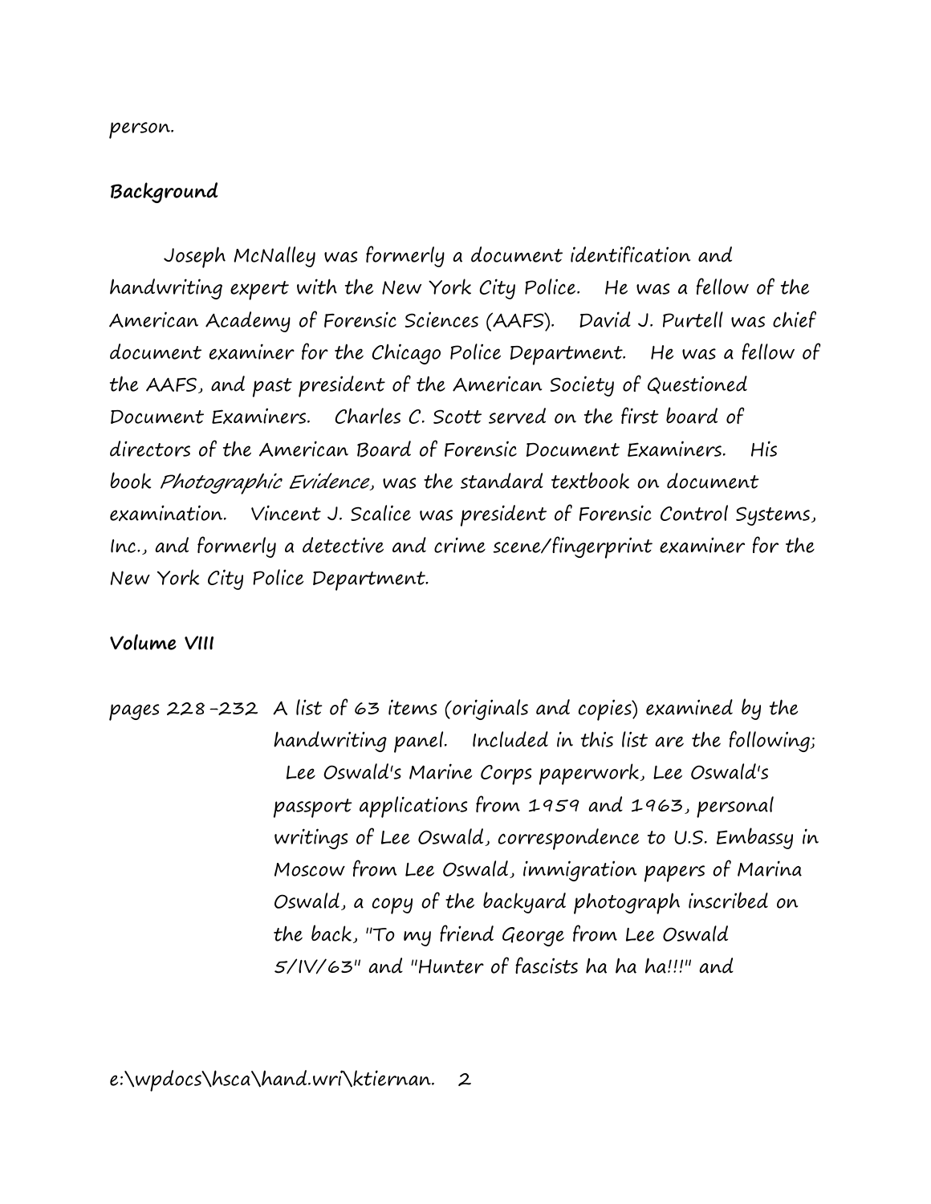person.

**Background**

Joseph McNalley was formerly a document identification and handwriting expert with the New York City Police. He was a fellow of the American Academy of Forensic Sciences (AAFS). David J. Purtell was chief document examiner for the Chicago Police Department. He was a fellow of the AAFS, and past president of the American Society of Questioned Document Examiners. Charles C. Scott served on the first board of directors of the American Board of Forensic Document Examiners. His book *Photographic Evidence*, was the standard textbook on document examination. Vincent J. Scalice was president of Forensic Control Systems, Inc., and formerly a detective and crime scene/fingerprint examiner for the New York City Police Department.

**Volume VIII**

pages 228-232 A list of 63 items (originals and copies) examined by the handwriting panel. Included in this list are the following; Lee Oswald's Marine Corps paperwork, Lee Oswald's passport applications from 1959 and 1963, personal writings of Lee Oswald, correspondence to U.S. Embassy in Moscow from Lee Oswald, immigration papers of Marina Oswald, a copy of the backyard photograph inscribed on the back, "To my friend George from Lee Oswald 5/IV/63" and "Hunter of fascists ha ha ha!!!" and

e:\wpdocs\hsca\hand.wri\ktiernan.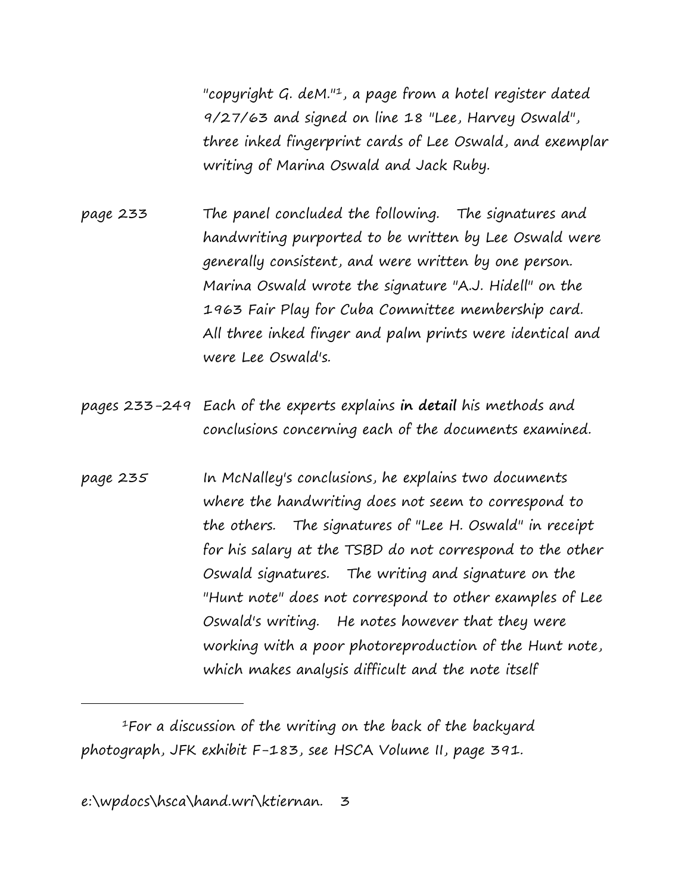"copyright G. deM."[1], a page from a hotel register dated 9/27/63 and signed on line 18 "Lee, Harvey Oswald", three inked fingerprint cards of Lee Oswald, and exemplar writing of Marina Oswald and Jack Ruby.

page 233 The panel concluded the following. The signatures and handwriting purported to be written by Lee Oswald were generally consistent, and were written by one person. Marina Oswald wrote the signature "A.J. Hidell" on the 1963 Fair Play for Cuba Committee membership card. All three inked finger and palm prints were identical and were Lee Oswald's.

pages 233-249 Each of the experts explains **in detail** his methods and conclusions concerning each of the documents examined.

page 235 In McNalley's conclusions, he explains two documents where the handwriting does not seem to correspond to the others. The signatures of "Lee H. Oswald" in receipt for his salary at the TSBD do not correspond to the other Oswald signatures. The writing and signature on the "Hunt note" does not correspond to other examples of Lee Oswald's writing. He notes however that they were working with a poor photoreproduction of the Hunt note, which makes analysis difficult and the note itself

---

[1]For a discussion of the writing on the back of the backyard photograph, JFK exhibit F-183, see HSCA Volume II, page 391.

e:\wpdocs\hsca\hand.wri\ktiernan.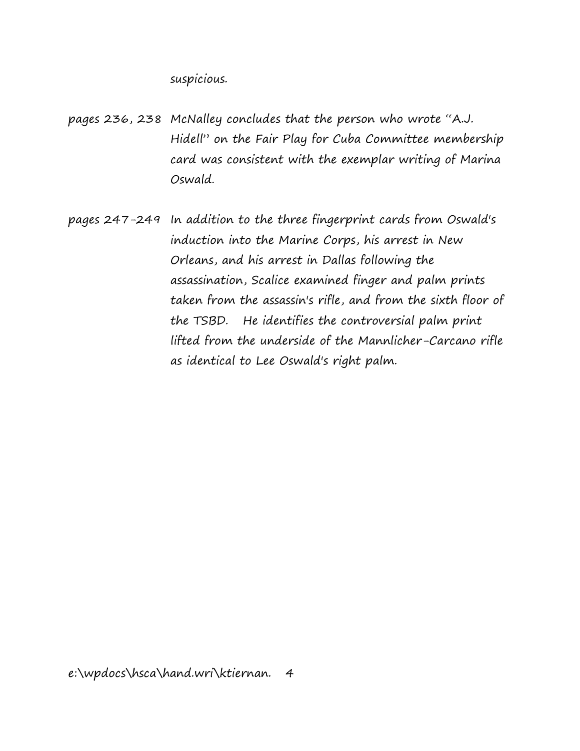suspicious.

pages 236, 238 McNalley concludes that the person who wrote "A.J. Hidell" on the Fair Play for Cuba Committee membership card was consistent with the exemplar writing of Marina Oswald.

pages 247-249 In addition to the three fingerprint cards from Oswald's induction into the Marine Corps, his arrest in New Orleans, and his arrest in Dallas following the assassination, Scalice examined finger and palm prints taken from the assassin's rifle, and from the sixth floor of the TSBD. He identifies the controversial palm print lifted from the underside of the Mannlicher-Carcano rifle as identical to Lee Oswald's right palm.

e:\wpdocs\hsca\hand.wri\ktiernan.